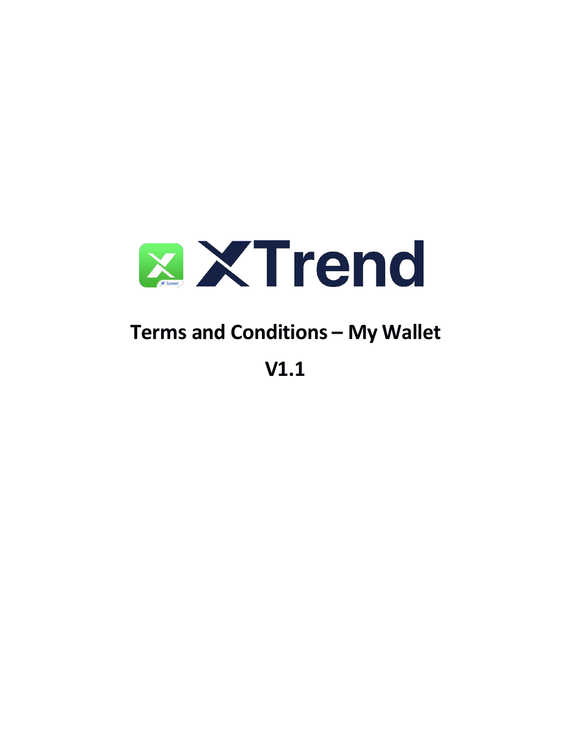XTrend

# Terms and Conditions – My Wallet

# V1.1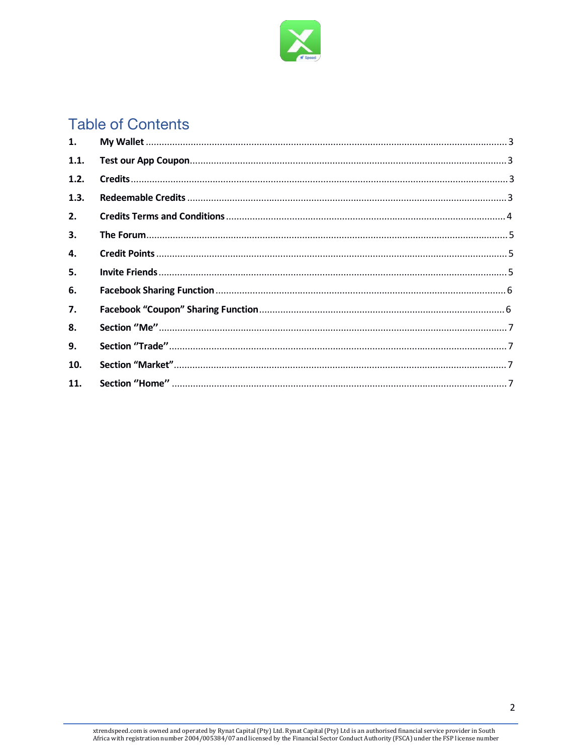# Table of Contents

| | | |
|---|---|---|
| **1.** | **My Wallet** | 3 |
| **1.1.** | **Test our App Coupon** | 3 |
| **1.2.** | **Credits** | 3 |
| **1.3.** | **Redeemable Credits** | 3 |
| **2.** | **Credits Terms and Conditions** | 4 |
| **3.** | **The Forum** | 5 |
| **4.** | **Credit Points** | 5 |
| **5.** | **Invite Friends** | 5 |
| **6.** | **Facebook Sharing Function** | 6 |
| **7.** | **Facebook "Coupon" Sharing Function** | 6 |
| **8.** | **Section "Me"** | 7 |
| **9.** | **Section "Trade"** | 7 |
| **10.** | **Section "Market"** | 7 |
| **11.** | **Section "Home"** | 7 |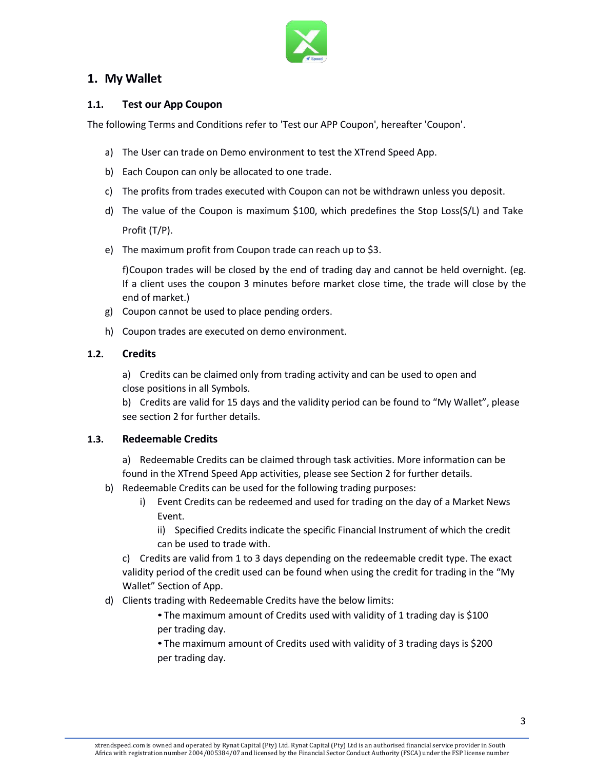# 1. My Wallet

## 1.1. Test our App Coupon

The following Terms and Conditions refer to 'Test our APP Coupon', hereafter 'Coupon'.

a) The User can trade on Demo environment to test the XTrend Speed App.

b) Each Coupon can only be allocated to one trade.

c) The profits from trades executed with Coupon can not be withdrawn unless you deposit.

d) The value of the Coupon is maximum $100, which predefines the Stop Loss(S/L) and Take Profit (T/P).

e) The maximum profit from Coupon trade can reach up to $3.

f)Coupon trades will be closed by the end of trading day and cannot be held overnight. (eg. If a client uses the coupon 3 minutes before market close time, the trade will close by the end of market.)

g) Coupon cannot be used to place pending orders.

h) Coupon trades are executed on demo environment.

## 1.2. Credits

a) Credits can be claimed only from trading activity and can be used to open and close positions in all Symbols.

b) Credits are valid for 15 days and the validity period can be found to "My Wallet", please see section 2 for further details.

## 1.3. Redeemable Credits

a) Redeemable Credits can be claimed through task activities. More information can be found in the XTrend Speed App activities, please see Section 2 for further details.

b) Redeemable Credits can be used for the following trading purposes:

   i) Event Credits can be redeemed and used for trading on the day of a Market News Event.

   ii) Specified Credits indicate the specific Financial Instrument of which the credit can be used to trade with.

c) Credits are valid from 1 to 3 days depending on the redeemable credit type. The exact validity period of the credit used can be found when using the credit for trading in the "My Wallet" Section of App.

d) Clients trading with Redeemable Credits have the below limits:

   - The maximum amount of Credits used with validity of 1 trading day is $100 per trading day.
   - The maximum amount of Credits used with validity of 3 trading days is $200 per trading day.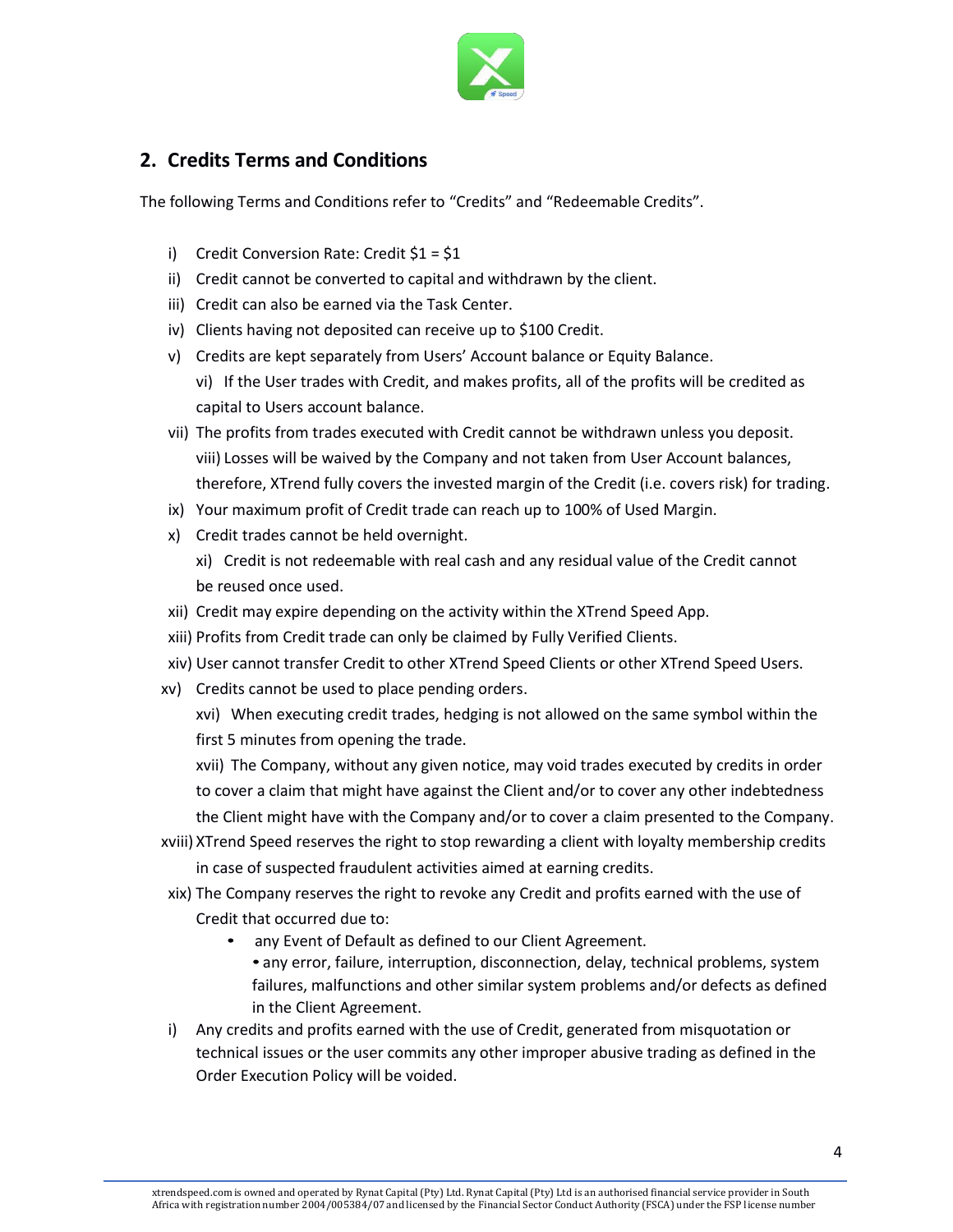## 2. Credits Terms and Conditions

The following Terms and Conditions refer to "Credits" and "Redeemable Credits".

i) Credit Conversion Rate: Credit $1 = $1

ii) Credit cannot be converted to capital and withdrawn by the client.

iii) Credit can also be earned via the Task Center.

iv) Clients having not deposited can receive up to $100 Credit.

v) Credits are kept separately from Users' Account balance or Equity Balance.

vi) If the User trades with Credit, and makes profits, all of the profits will be credited as capital to Users account balance.

vii) The profits from trades executed with Credit cannot be withdrawn unless you deposit.

viii) Losses will be waived by the Company and not taken from User Account balances, therefore, XTrend fully covers the invested margin of the Credit (i.e. covers risk) for trading.

ix) Your maximum profit of Credit trade can reach up to 100% of Used Margin.

x) Credit trades cannot be held overnight.

xi) Credit is not redeemable with real cash and any residual value of the Credit cannot be reused once used.

xii) Credit may expire depending on the activity within the XTrend Speed App.

xiii) Profits from Credit trade can only be claimed by Fully Verified Clients.

xiv) User cannot transfer Credit to other XTrend Speed Clients or other XTrend Speed Users.

xv) Credits cannot be used to place pending orders.

xvi) When executing credit trades, hedging is not allowed on the same symbol within the first 5 minutes from opening the trade.

xvii) The Company, without any given notice, may void trades executed by credits in order to cover a claim that might have against the Client and/or to cover any other indebtedness the Client might have with the Company and/or to cover a claim presented to the Company.

xviii) XTrend Speed reserves the right to stop rewarding a client with loyalty membership credits in case of suspected fraudulent activities aimed at earning credits.

xix) The Company reserves the right to revoke any Credit and profits earned with the use of Credit that occurred due to:

- any Event of Default as defined to our Client Agreement.
- any error, failure, interruption, disconnection, delay, technical problems, system failures, malfunctions and other similar system problems and/or defects as defined in the Client Agreement.

i) Any credits and profits earned with the use of Credit, generated from misquotation or technical issues or the user commits any other improper abusive trading as defined in the Order Execution Policy will be voided.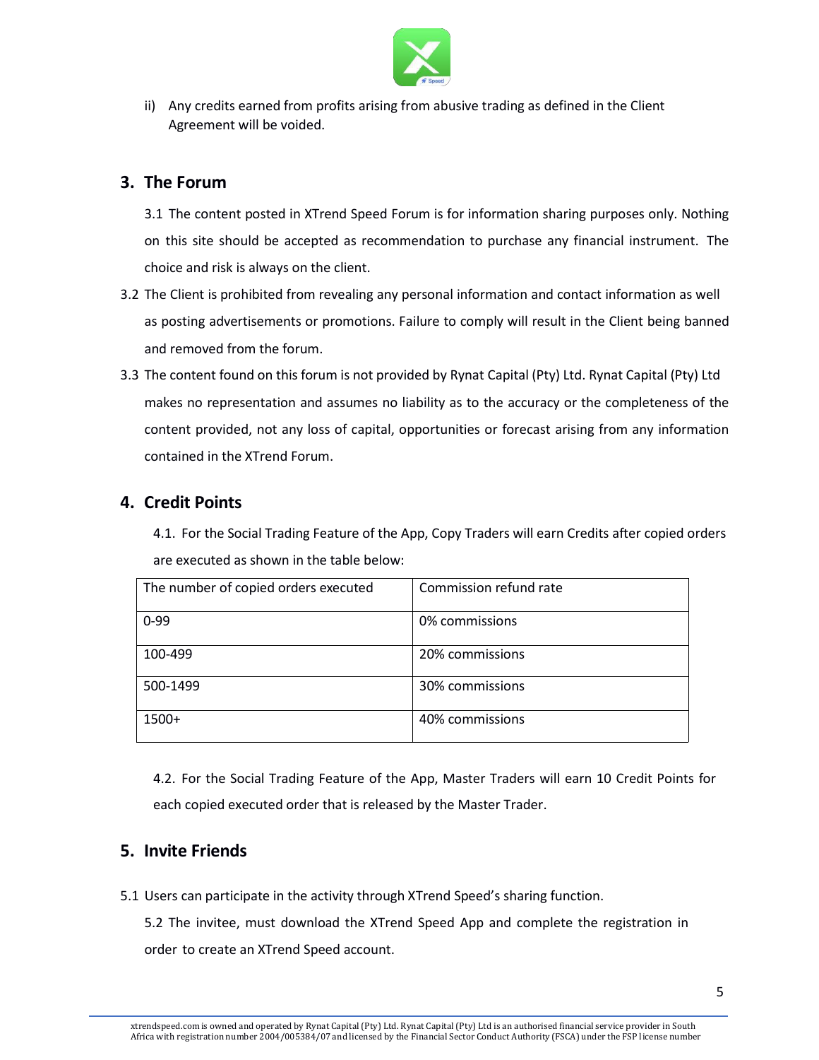ii) Any credits earned from profits arising from abusive trading as defined in the Client Agreement will be voided.

## 3. The Forum

3.1 The content posted in XTrend Speed Forum is for information sharing purposes only. Nothing on this site should be accepted as recommendation to purchase any financial instrument. The choice and risk is always on the client.

3.2 The Client is prohibited from revealing any personal information and contact information as well as posting advertisements or promotions. Failure to comply will result in the Client being banned and removed from the forum.

3.3 The content found on this forum is not provided by Rynat Capital (Pty) Ltd. Rynat Capital (Pty) Ltd makes no representation and assumes no liability as to the accuracy or the completeness of the content provided, not any loss of capital, opportunities or forecast arising from any information contained in the XTrend Forum.

## 4. Credit Points

4.1. For the Social Trading Feature of the App, Copy Traders will earn Credits after copied orders are executed as shown in the table below:

| The number of copied orders executed | Commission refund rate |
|---|---|
| 0-99 | 0% commissions |
| 100-499 | 20% commissions |
| 500-1499 | 30% commissions |
| 1500+ | 40% commissions |

4.2. For the Social Trading Feature of the App, Master Traders will earn 10 Credit Points for each copied executed order that is released by the Master Trader.

## 5. Invite Friends

5.1 Users can participate in the activity through XTrend Speed's sharing function.

5.2 The invitee, must download the XTrend Speed App and complete the registration in order to create an XTrend Speed account.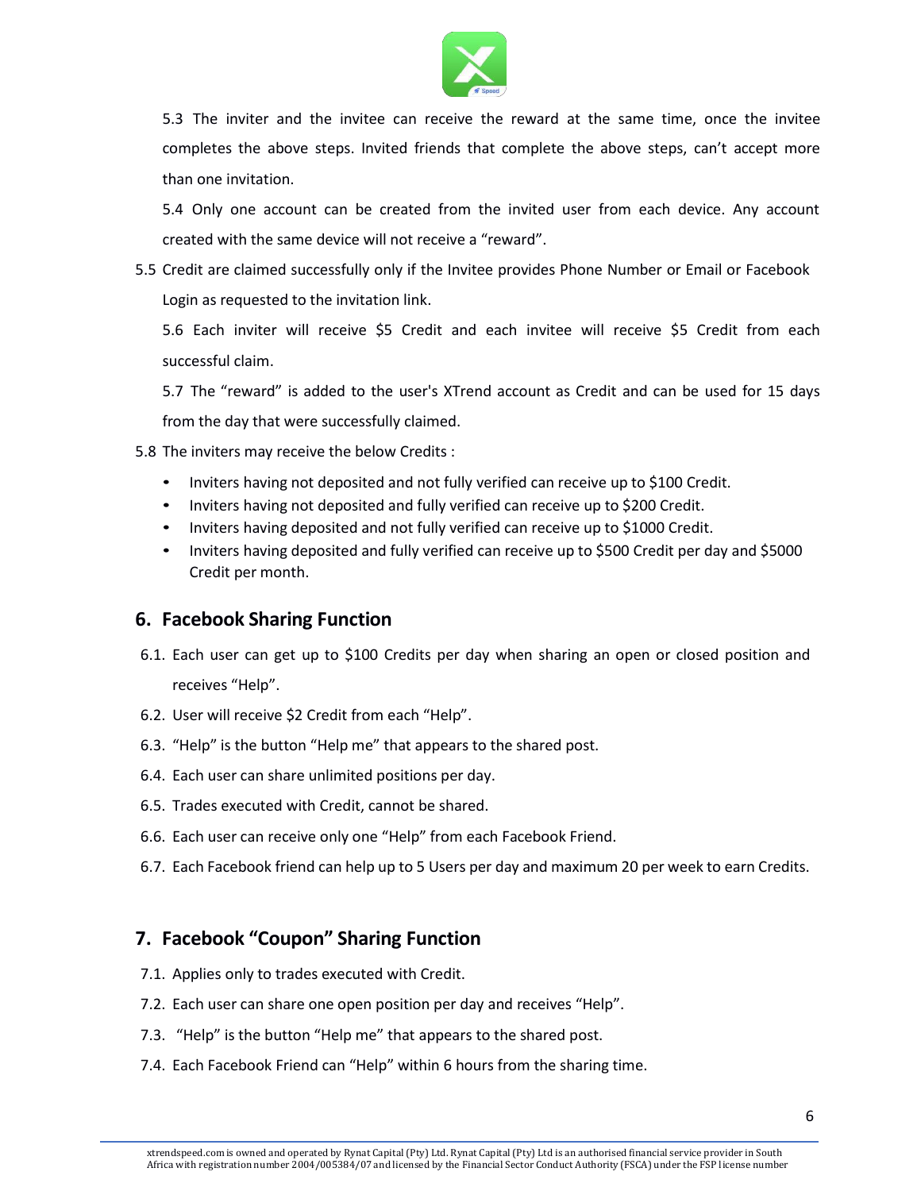5.3 The inviter and the invitee can receive the reward at the same time, once the invitee completes the above steps. Invited friends that complete the above steps, can't accept more than one invitation.

5.4 Only one account can be created from the invited user from each device. Any account created with the same device will not receive a "reward".

5.5 Credit are claimed successfully only if the Invitee provides Phone Number or Email or Facebook Login as requested to the invitation link.

5.6 Each inviter will receive $5 Credit and each invitee will receive $5 Credit from each successful claim.

5.7 The "reward" is added to the user's XTrend account as Credit and can be used for 15 days from the day that were successfully claimed.

5.8 The inviters may receive the below Credits :

- Inviters having not deposited and not fully verified can receive up to $100 Credit.
- Inviters having not deposited and fully verified can receive up to $200 Credit.
- Inviters having deposited and not fully verified can receive up to $1000 Credit.
- Inviters having deposited and fully verified can receive up to $500 Credit per day and $5000 Credit per month.

## 6. Facebook Sharing Function

6.1. Each user can get up to $100 Credits per day when sharing an open or closed position and receives "Help".

6.2. User will receive $2 Credit from each "Help".

6.3. "Help" is the button "Help me" that appears to the shared post.

6.4. Each user can share unlimited positions per day.

6.5. Trades executed with Credit, cannot be shared.

6.6. Each user can receive only one "Help" from each Facebook Friend.

6.7. Each Facebook friend can help up to 5 Users per day and maximum 20 per week to earn Credits.

## 7. Facebook "Coupon" Sharing Function

7.1. Applies only to trades executed with Credit.

7.2. Each user can share one open position per day and receives "Help".

7.3. "Help" is the button "Help me" that appears to the shared post.

7.4. Each Facebook Friend can "Help" within 6 hours from the sharing time.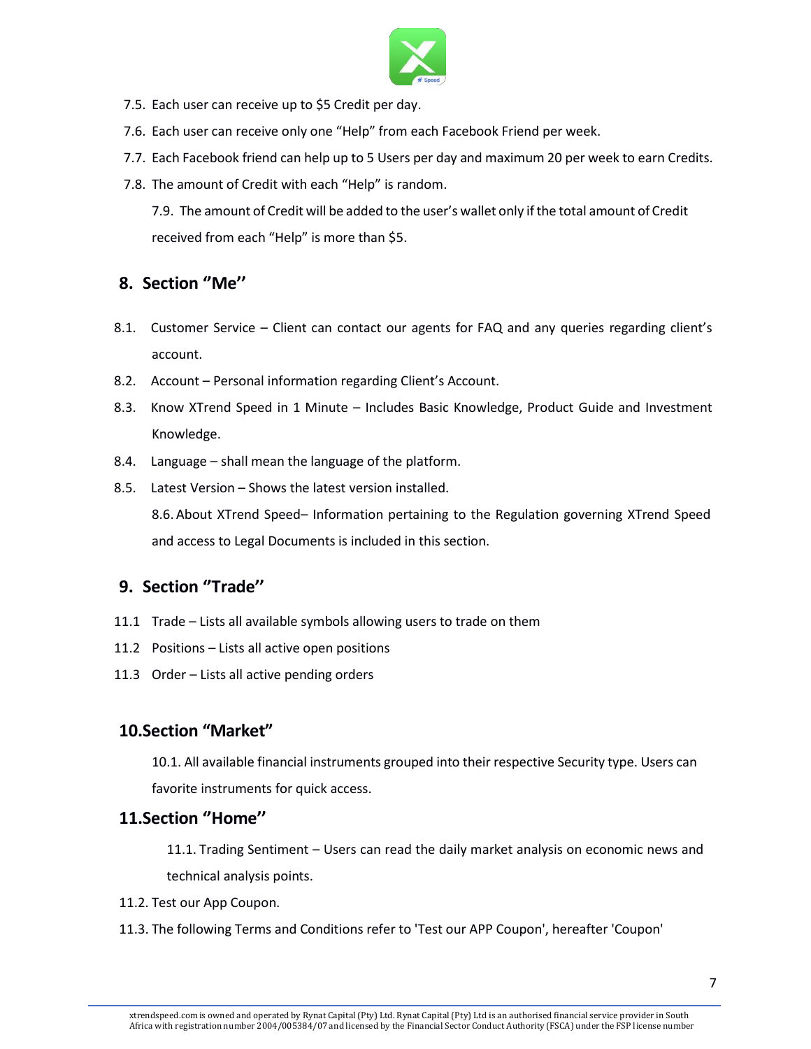7.5. Each user can receive up to $5 Credit per day.

7.6. Each user can receive only one "Help" from each Facebook Friend per week.

7.7. Each Facebook friend can help up to 5 Users per day and maximum 20 per week to earn Credits.

7.8. The amount of Credit with each "Help" is random.

7.9. The amount of Credit will be added to the user's wallet only if the total amount of Credit received from each "Help" is more than $5.

## 8. Section "Me"

8.1. Customer Service – Client can contact our agents for FAQ and any queries regarding client's account.

8.2. Account – Personal information regarding Client's Account.

8.3. Know XTrend Speed in 1 Minute – Includes Basic Knowledge, Product Guide and Investment Knowledge.

8.4. Language – shall mean the language of the platform.

8.5. Latest Version – Shows the latest version installed.

8.6. About XTrend Speed– Information pertaining to the Regulation governing XTrend Speed and access to Legal Documents is included in this section.

## 9. Section "Trade"

11.1 Trade – Lists all available symbols allowing users to trade on them

11.2 Positions – Lists all active open positions

11.3 Order – Lists all active pending orders

## 10. Section "Market"

10.1. All available financial instruments grouped into their respective Security type. Users can favorite instruments for quick access.

## 11. Section "Home"

11.1. Trading Sentiment – Users can read the daily market analysis on economic news and technical analysis points.

11.2. Test our App Coupon.

11.3. The following Terms and Conditions refer to 'Test our APP Coupon', hereafter 'Coupon'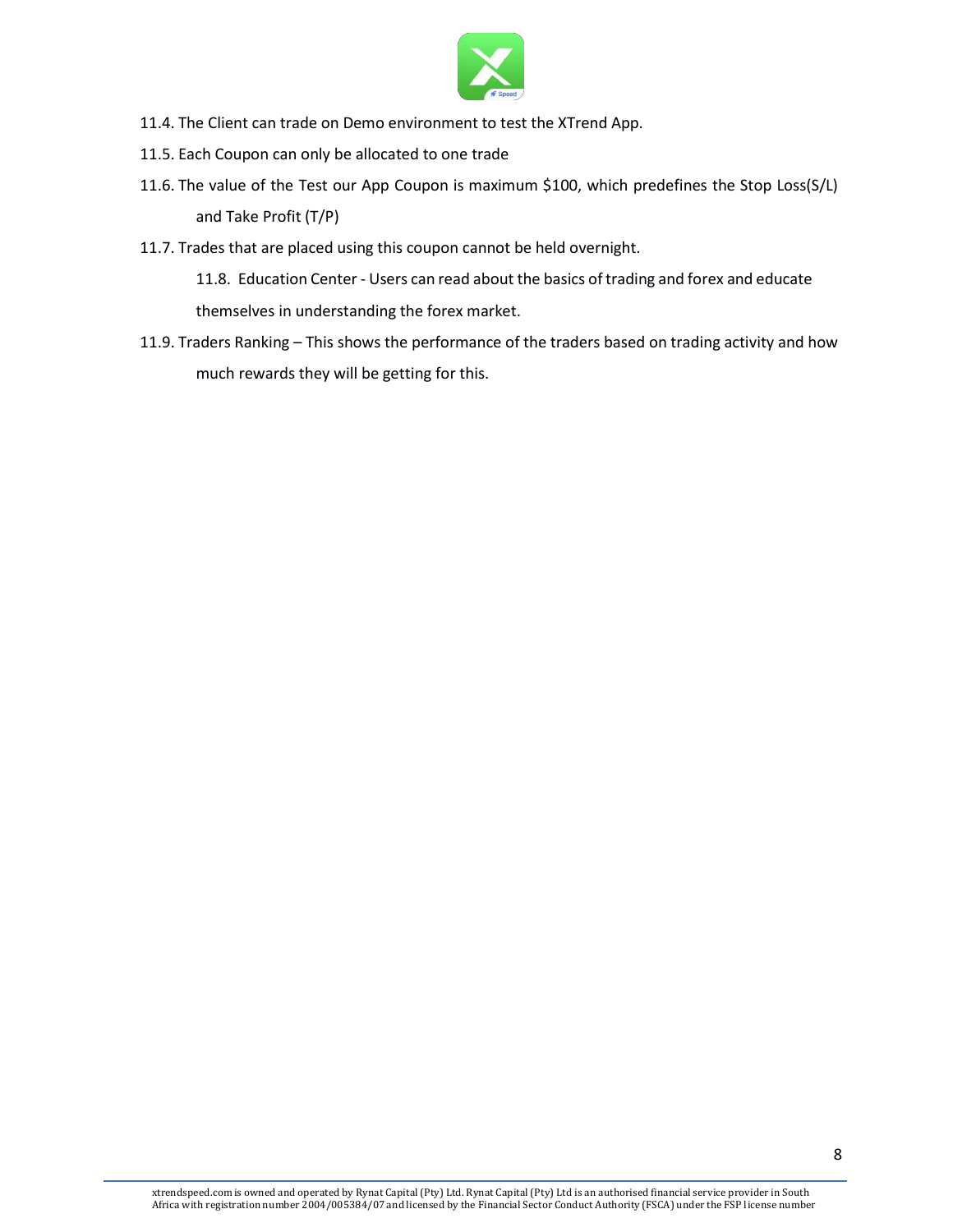11.4. The Client can trade on Demo environment to test the XTrend App.

11.5. Each Coupon can only be allocated to one trade

11.6. The value of the Test our App Coupon is maximum $100, which predefines the Stop Loss(S/L) and Take Profit (T/P)

11.7. Trades that are placed using this coupon cannot be held overnight.

11.8. Education Center - Users can read about the basics of trading and forex and educate themselves in understanding the forex market.

11.9. Traders Ranking – This shows the performance of the traders based on trading activity and how much rewards they will be getting for this.